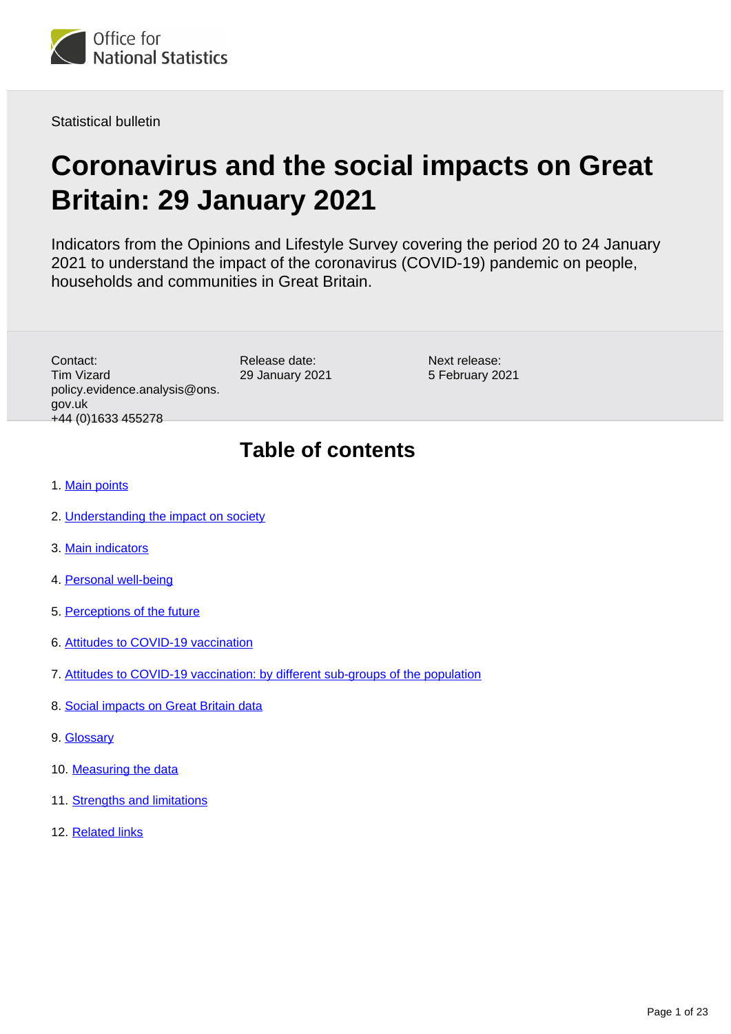Office for National Statistics

Statistical bulletin

# Coronavirus and the social impacts on Great Britain: 29 January 2021

Indicators from the Opinions and Lifestyle Survey covering the period 20 to 24 January 2021 to understand the impact of the coronavirus (COVID-19) pandemic on people, households and communities in Great Britain.

Contact:
Tim Vizard
policy.evidence.analysis@ons.gov.uk
+44 (0)1633 455278

Release date:
29 January 2021

Next release:
5 February 2021

## Table of contents

1. Main points
2. Understanding the impact on society
3. Main indicators
4. Personal well-being
5. Perceptions of the future
6. Attitudes to COVID-19 vaccination
7. Attitudes to COVID-19 vaccination: by different sub-groups of the population
8. Social impacts on Great Britain data
9. Glossary
10. Measuring the data
11. Strengths and limitations
12. Related links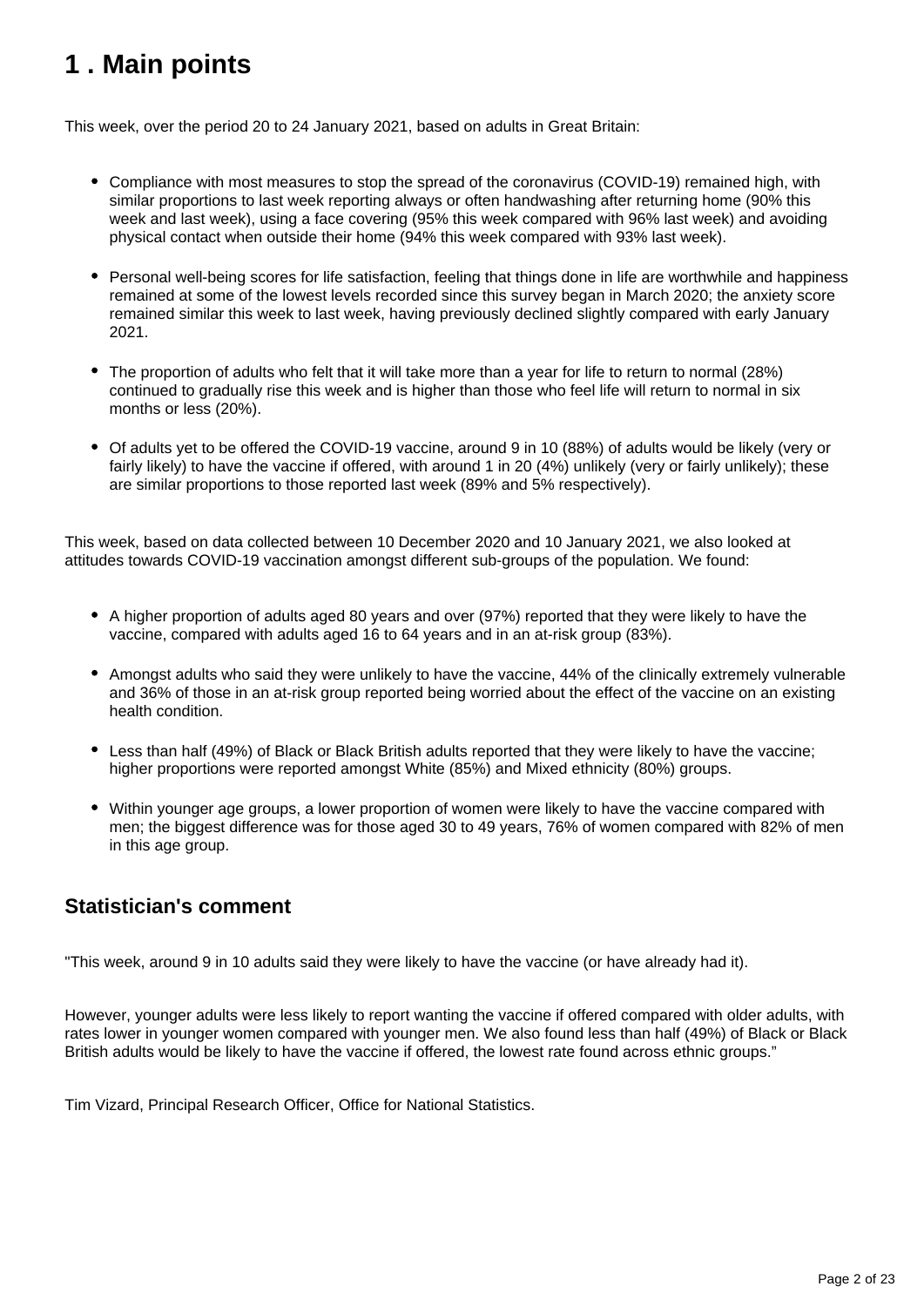# 1 . Main points

This week, over the period 20 to 24 January 2021, based on adults in Great Britain:

- Compliance with most measures to stop the spread of the coronavirus (COVID-19) remained high, with similar proportions to last week reporting always or often handwashing after returning home (90% this week and last week), using a face covering (95% this week compared with 96% last week) and avoiding physical contact when outside their home (94% this week compared with 93% last week).

- Personal well-being scores for life satisfaction, feeling that things done in life are worthwhile and happiness remained at some of the lowest levels recorded since this survey began in March 2020; the anxiety score remained similar this week to last week, having previously declined slightly compared with early January 2021.

- The proportion of adults who felt that it will take more than a year for life to return to normal (28%) continued to gradually rise this week and is higher than those who feel life will return to normal in six months or less (20%).

- Of adults yet to be offered the COVID-19 vaccine, around 9 in 10 (88%) of adults would be likely (very or fairly likely) to have the vaccine if offered, with around 1 in 20 (4%) unlikely (very or fairly unlikely); these are similar proportions to those reported last week (89% and 5% respectively).

This week, based on data collected between 10 December 2020 and 10 January 2021, we also looked at attitudes towards COVID-19 vaccination amongst different sub-groups of the population. We found:

- A higher proportion of adults aged 80 years and over (97%) reported that they were likely to have the vaccine, compared with adults aged 16 to 64 years and in an at-risk group (83%).

- Amongst adults who said they were unlikely to have the vaccine, 44% of the clinically extremely vulnerable and 36% of those in an at-risk group reported being worried about the effect of the vaccine on an existing health condition.

- Less than half (49%) of Black or Black British adults reported that they were likely to have the vaccine; higher proportions were reported amongst White (85%) and Mixed ethnicity (80%) groups.

- Within younger age groups, a lower proportion of women were likely to have the vaccine compared with men; the biggest difference was for those aged 30 to 49 years, 76% of women compared with 82% of men in this age group.

## Statistician's comment

"This week, around 9 in 10 adults said they were likely to have the vaccine (or have already had it).

However, younger adults were less likely to report wanting the vaccine if offered compared with older adults, with rates lower in younger women compared with younger men. We also found less than half (49%) of Black or Black British adults would be likely to have the vaccine if offered, the lowest rate found across ethnic groups."

Tim Vizard, Principal Research Officer, Office for National Statistics.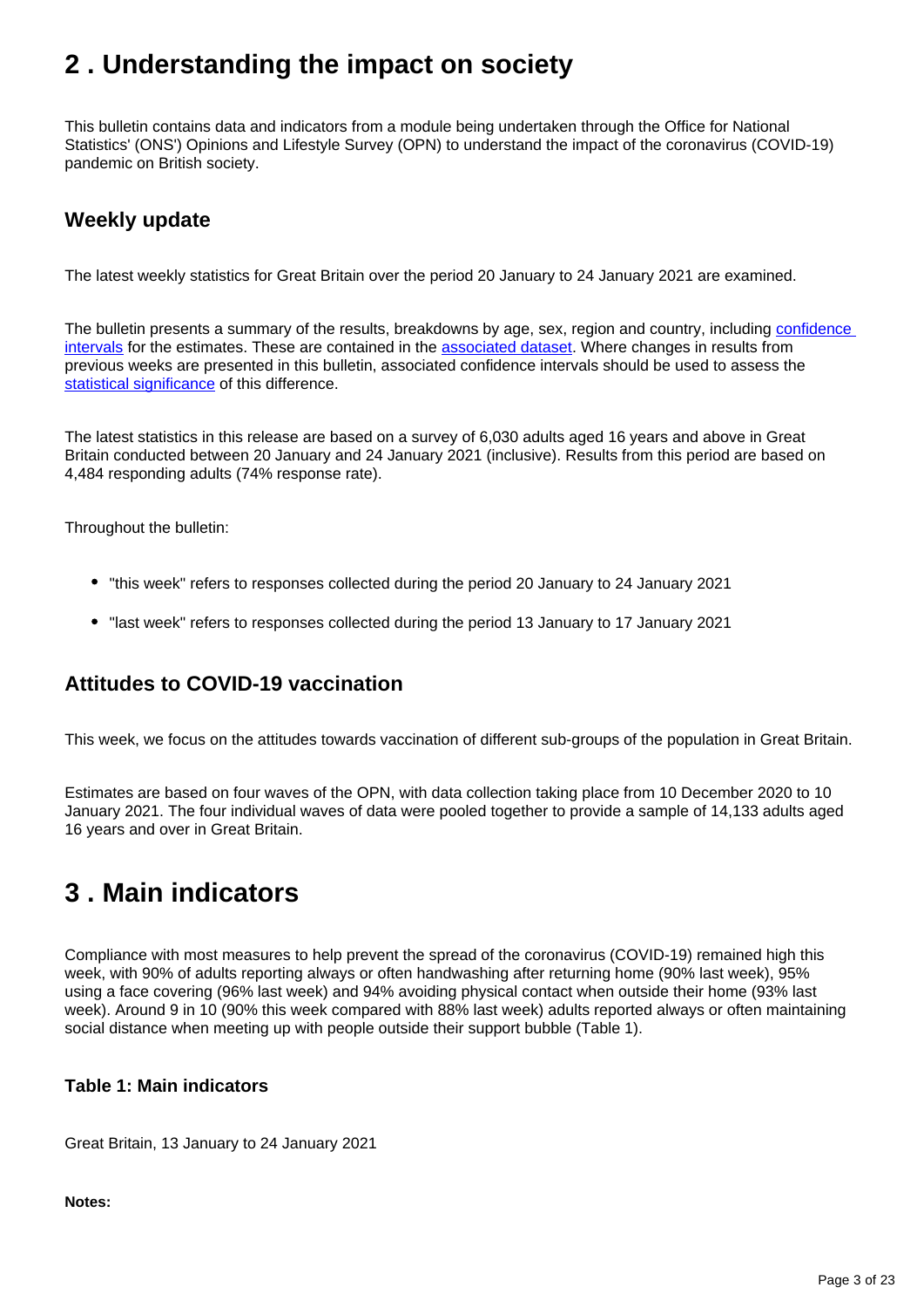## 2 . Understanding the impact on society

This bulletin contains data and indicators from a module being undertaken through the Office for National Statistics' (ONS') Opinions and Lifestyle Survey (OPN) to understand the impact of the coronavirus (COVID-19) pandemic on British society.

### Weekly update

The latest weekly statistics for Great Britain over the period 20 January to 24 January 2021 are examined.

The bulletin presents a summary of the results, breakdowns by age, sex, region and country, including confidence intervals for the estimates. These are contained in the associated dataset. Where changes in results from previous weeks are presented in this bulletin, associated confidence intervals should be used to assess the statistical significance of this difference.

The latest statistics in this release are based on a survey of 6,030 adults aged 16 years and above in Great Britain conducted between 20 January and 24 January 2021 (inclusive). Results from this period are based on 4,484 responding adults (74% response rate).

Throughout the bulletin:

- "this week" refers to responses collected during the period 20 January to 24 January 2021
- "last week" refers to responses collected during the period 13 January to 17 January 2021

### Attitudes to COVID-19 vaccination

This week, we focus on the attitudes towards vaccination of different sub-groups of the population in Great Britain.

Estimates are based on four waves of the OPN, with data collection taking place from 10 December 2020 to 10 January 2021. The four individual waves of data were pooled together to provide a sample of 14,133 adults aged 16 years and over in Great Britain.

## 3 . Main indicators

Compliance with most measures to help prevent the spread of the coronavirus (COVID-19) remained high this week, with 90% of adults reporting always or often handwashing after returning home (90% last week), 95% using a face covering (96% last week) and 94% avoiding physical contact when outside their home (93% last week). Around 9 in 10 (90% this week compared with 88% last week) adults reported always or often maintaining social distance when meeting up with people outside their support bubble (Table 1).

### Table 1: Main indicators

Great Britain, 13 January to 24 January 2021

**Notes:**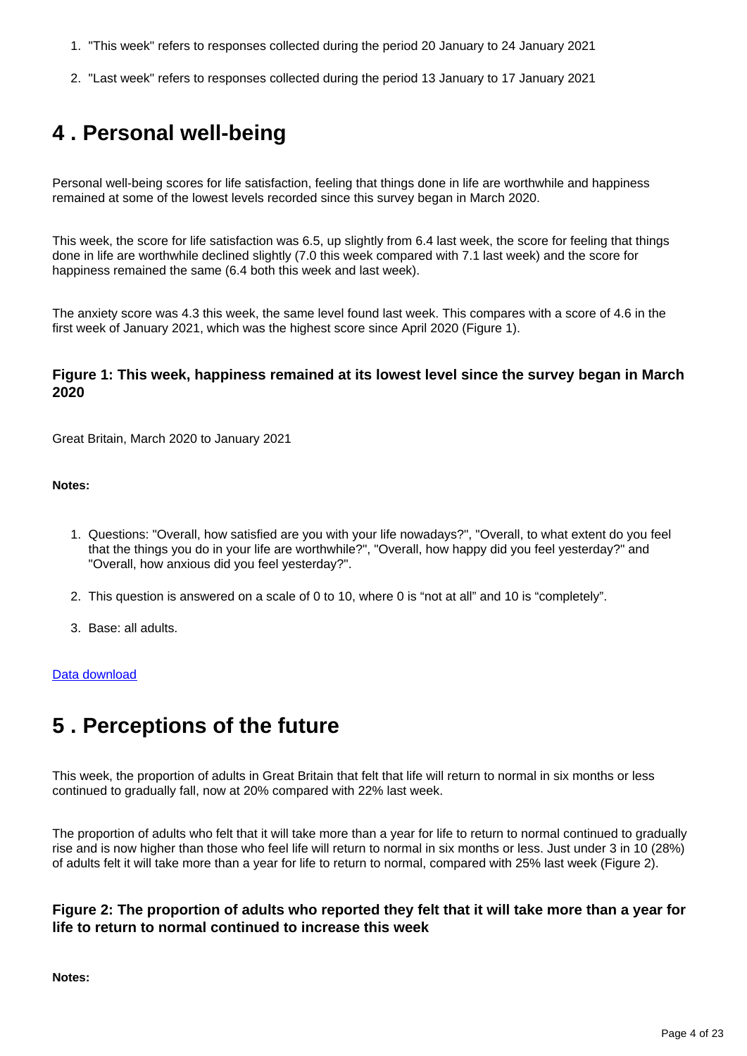1. "This week" refers to responses collected during the period 20 January to 24 January 2021
2. "Last week" refers to responses collected during the period 13 January to 17 January 2021

## 4 . Personal well-being

Personal well-being scores for life satisfaction, feeling that things done in life are worthwhile and happiness remained at some of the lowest levels recorded since this survey began in March 2020.

This week, the score for life satisfaction was 6.5, up slightly from 6.4 last week, the score for feeling that things done in life are worthwhile declined slightly (7.0 this week compared with 7.1 last week) and the score for happiness remained the same (6.4 both this week and last week).

The anxiety score was 4.3 this week, the same level found last week. This compares with a score of 4.6 in the first week of January 2021, which was the highest score since April 2020 (Figure 1).

### Figure 1: This week, happiness remained at its lowest level since the survey began in March 2020

Great Britain, March 2020 to January 2021

**Notes:**

1. Questions: "Overall, how satisfied are you with your life nowadays?", "Overall, to what extent do you feel that the things you do in your life are worthwhile?", "Overall, how happy did you feel yesterday?" and "Overall, how anxious did you feel yesterday?".
2. This question is answered on a scale of 0 to 10, where 0 is “not at all” and 10 is “completely”.
3. Base: all adults.

Data download

## 5 . Perceptions of the future

This week, the proportion of adults in Great Britain that felt that life will return to normal in six months or less continued to gradually fall, now at 20% compared with 22% last week.

The proportion of adults who felt that it will take more than a year for life to return to normal continued to gradually rise and is now higher than those who feel life will return to normal in six months or less. Just under 3 in 10 (28%) of adults felt it will take more than a year for life to return to normal, compared with 25% last week (Figure 2).

### Figure 2: The proportion of adults who reported they felt that it will take more than a year for life to return to normal continued to increase this week

**Notes:**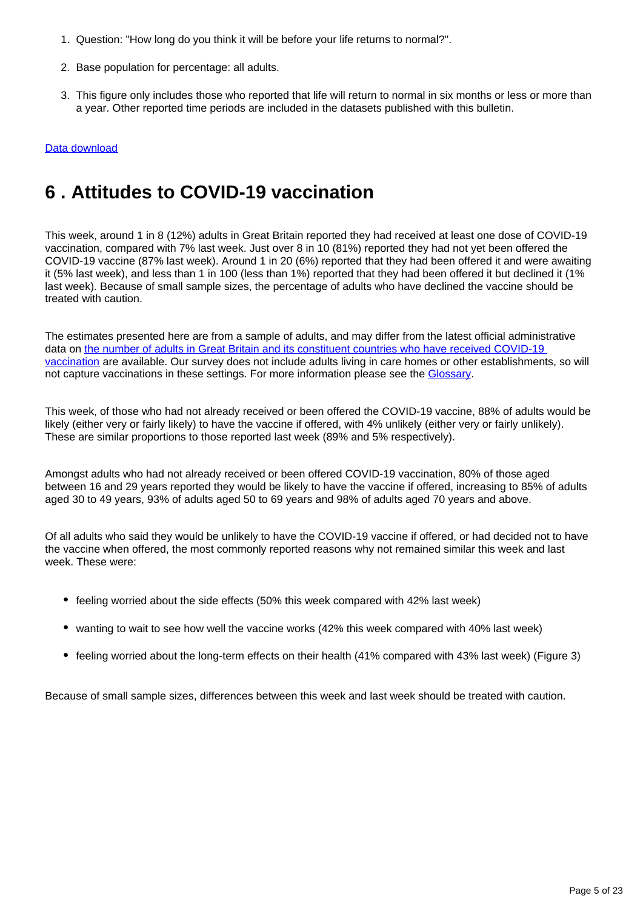1. Question: "How long do you think it will be before your life returns to normal?".

2. Base population for percentage: all adults.

3. This figure only includes those who reported that life will return to normal in six months or less or more than a year. Other reported time periods are included in the datasets published with this bulletin.

[Data download]()

## 6 . Attitudes to COVID-19 vaccination

This week, around 1 in 8 (12%) adults in Great Britain reported they had received at least one dose of COVID-19 vaccination, compared with 7% last week. Just over 8 in 10 (81%) reported they had not yet been offered the COVID-19 vaccine (87% last week). Around 1 in 20 (6%) reported that they had been offered it and were awaiting it (5% last week), and less than 1 in 100 (less than 1%) reported that they had been offered it but declined it (1% last week). Because of small sample sizes, the percentage of adults who have declined the vaccine should be treated with caution.

The estimates presented here are from a sample of adults, and may differ from the latest official administrative data on [the number of adults in Great Britain and its constituent countries who have received COVID-19 vaccination]() are available. Our survey does not include adults living in care homes or other establishments, so will not capture vaccinations in these settings. For more information please see the [Glossary]().

This week, of those who had not already received or been offered the COVID-19 vaccine, 88% of adults would be likely (either very or fairly likely) to have the vaccine if offered, with 4% unlikely (either very or fairly unlikely). These are similar proportions to those reported last week (89% and 5% respectively).

Amongst adults who had not already received or been offered COVID-19 vaccination, 80% of those aged between 16 and 29 years reported they would be likely to have the vaccine if offered, increasing to 85% of adults aged 30 to 49 years, 93% of adults aged 50 to 69 years and 98% of adults aged 70 years and above.

Of all adults who said they would be unlikely to have the COVID-19 vaccine if offered, or had decided not to have the vaccine when offered, the most commonly reported reasons why not remained similar this week and last week. These were:

- feeling worried about the side effects (50% this week compared with 42% last week)
- wanting to wait to see how well the vaccine works (42% this week compared with 40% last week)
- feeling worried about the long-term effects on their health (41% compared with 43% last week) (Figure 3)

Because of small sample sizes, differences between this week and last week should be treated with caution.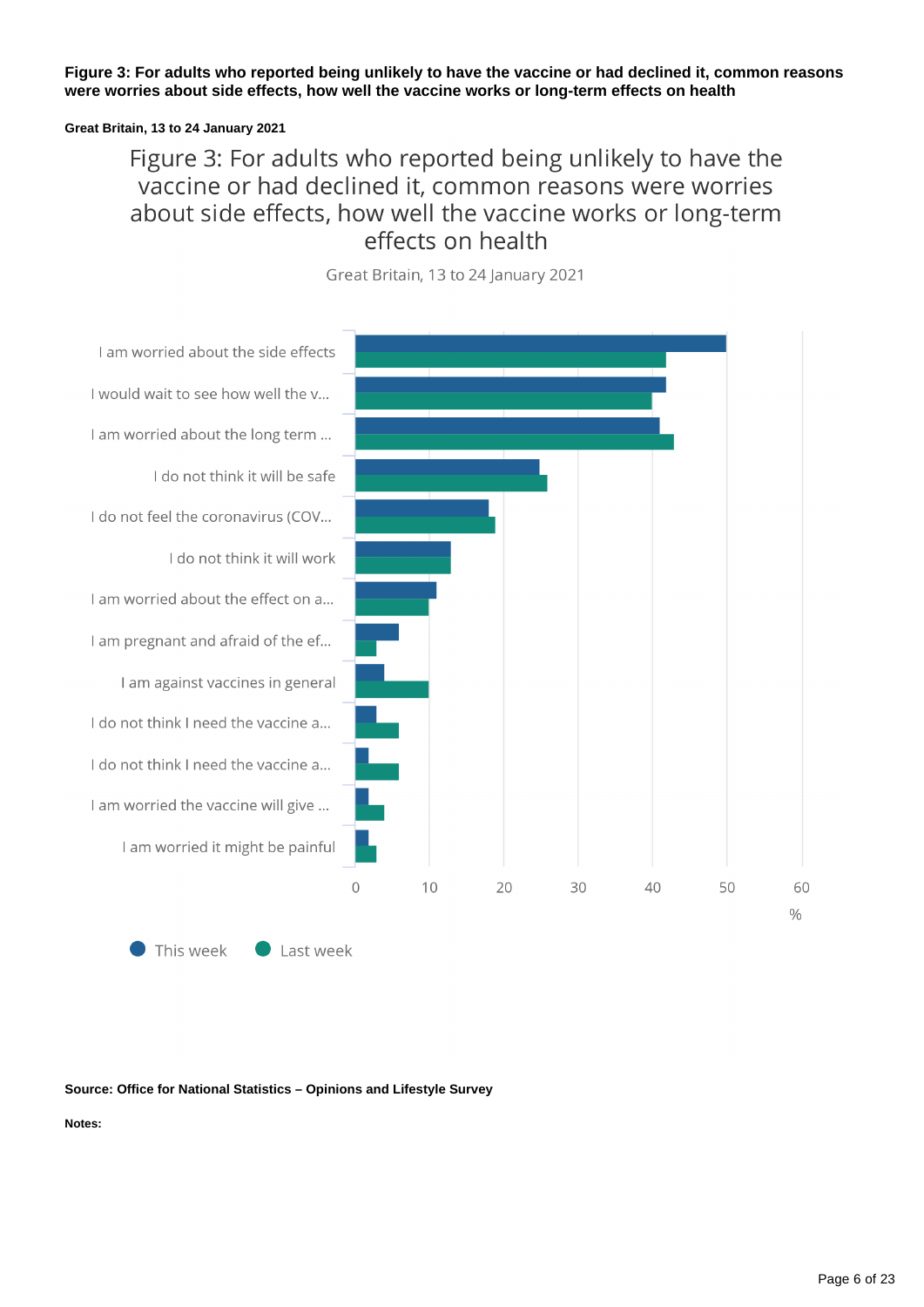**Figure 3: For adults who reported being unlikely to have the vaccine or had declined it, common reasons were worries about side effects, how well the vaccine works or long-term effects on health**

**Great Britain, 13 to 24 January 2021**

Figure 3: For adults who reported being unlikely to have the vaccine or had declined it, common reasons were worries about side effects, how well the vaccine works or long-term effects on health

Great Britain, 13 to 24 January 2021

| Reason | This week (%) | Last week (%) |
|---|---|---|
| I am worried about the side effects | 50 | 42 |
| I would wait to see how well the v... | 42 | 40 |
| I am worried about the long term ... | 41 | 43 |
| I do not think it will be safe | 25 | 26 |
| I do not feel the coronavirus (COV... | 18 | 19 |
| I do not think it will work | 13 | 13 |
| I am worried about the effect on a... | 11 | 10 |
| I am pregnant and afraid of the ef... | 6 | 3 |
| I am against vaccines in general | 4 | 10 |
| I do not think I need the vaccine a... | 3 | 6 |
| I do not think I need the vaccine a... | 2 | 6 |
| I am worried the vaccine will give ... | 2 | 4 |
| I am worried it might be painful | 2 | 3 |

**Source: Office for National Statistics – Opinions and Lifestyle Survey**

**Notes:**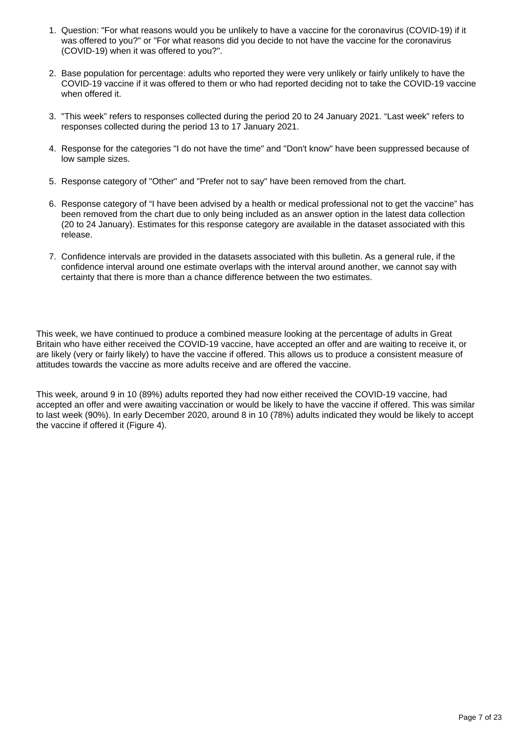1. Question: "For what reasons would you be unlikely to have a vaccine for the coronavirus (COVID-19) if it was offered to you?" or "For what reasons did you decide to not have the vaccine for the coronavirus (COVID-19) when it was offered to you?".

2. Base population for percentage: adults who reported they were very unlikely or fairly unlikely to have the COVID-19 vaccine if it was offered to them or who had reported deciding not to take the COVID-19 vaccine when offered it.

3. "This week" refers to responses collected during the period 20 to 24 January 2021. "Last week" refers to responses collected during the period 13 to 17 January 2021.

4. Response for the categories "I do not have the time" and "Don't know" have been suppressed because of low sample sizes.

5. Response category of "Other" and "Prefer not to say" have been removed from the chart.

6. Response category of "I have been advised by a health or medical professional not to get the vaccine" has been removed from the chart due to only being included as an answer option in the latest data collection (20 to 24 January). Estimates for this response category are available in the dataset associated with this release.

7. Confidence intervals are provided in the datasets associated with this bulletin. As a general rule, if the confidence interval around one estimate overlaps with the interval around another, we cannot say with certainty that there is more than a chance difference between the two estimates.

This week, we have continued to produce a combined measure looking at the percentage of adults in Great Britain who have either received the COVID-19 vaccine, have accepted an offer and are waiting to receive it, or are likely (very or fairly likely) to have the vaccine if offered. This allows us to produce a consistent measure of attitudes towards the vaccine as more adults receive and are offered the vaccine.

This week, around 9 in 10 (89%) adults reported they had now either received the COVID-19 vaccine, had accepted an offer and were awaiting vaccination or would be likely to have the vaccine if offered. This was similar to last week (90%). In early December 2020, around 8 in 10 (78%) adults indicated they would be likely to accept the vaccine if offered it (Figure 4).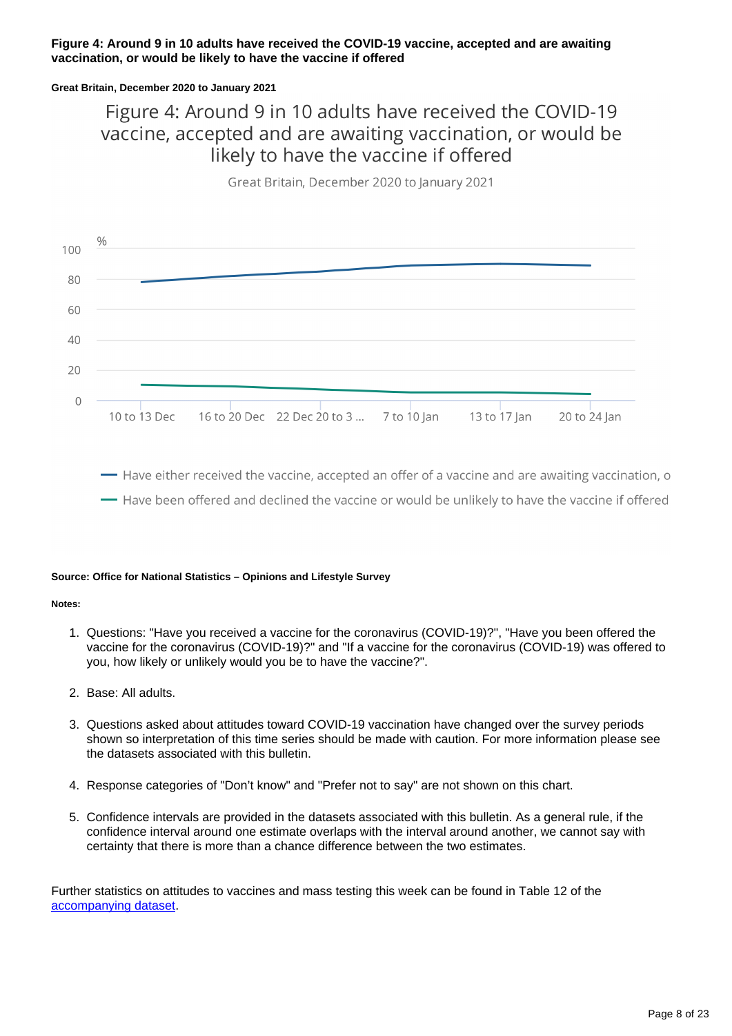**Figure 4: Around 9 in 10 adults have received the COVID-19 vaccine, accepted and are awaiting vaccination, or would be likely to have the vaccine if offered**

**Great Britain, December 2020 to January 2021**

Figure 4: Around 9 in 10 adults have received the COVID-19 vaccine, accepted and are awaiting vaccination, or would be likely to have the vaccine if offered

Great Britain, December 2020 to January 2021

%

100

80

60

40

20

0

10 to 13 Dec | 16 to 20 Dec | 22 Dec 20 to 3 ... | 7 to 10 Jan | 13 to 17 Jan | 20 to 24 Jan

— Have either received the vaccine, accepted an offer of a vaccine and are awaiting vaccination, o

— Have been offered and declined the vaccine or would be unlikely to have the vaccine if offered

**Source: Office for National Statistics – Opinions and Lifestyle Survey**

**Notes:**

1. Questions: "Have you received a vaccine for the coronavirus (COVID-19)?", "Have you been offered the vaccine for the coronavirus (COVID-19)?" and "If a vaccine for the coronavirus (COVID-19) was offered to you, how likely or unlikely would you be to have the vaccine?".

2. Base: All adults.

3. Questions asked about attitudes toward COVID-19 vaccination have changed over the survey periods shown so interpretation of this time series should be made with caution. For more information please see the datasets associated with this bulletin.

4. Response categories of "Don't know" and "Prefer not to say" are not shown on this chart.

5. Confidence intervals are provided in the datasets associated with this bulletin. As a general rule, if the confidence interval around one estimate overlaps with the interval around another, we cannot say with certainty that there is more than a chance difference between the two estimates.

Further statistics on attitudes to vaccines and mass testing this week can be found in Table 12 of the accompanying dataset.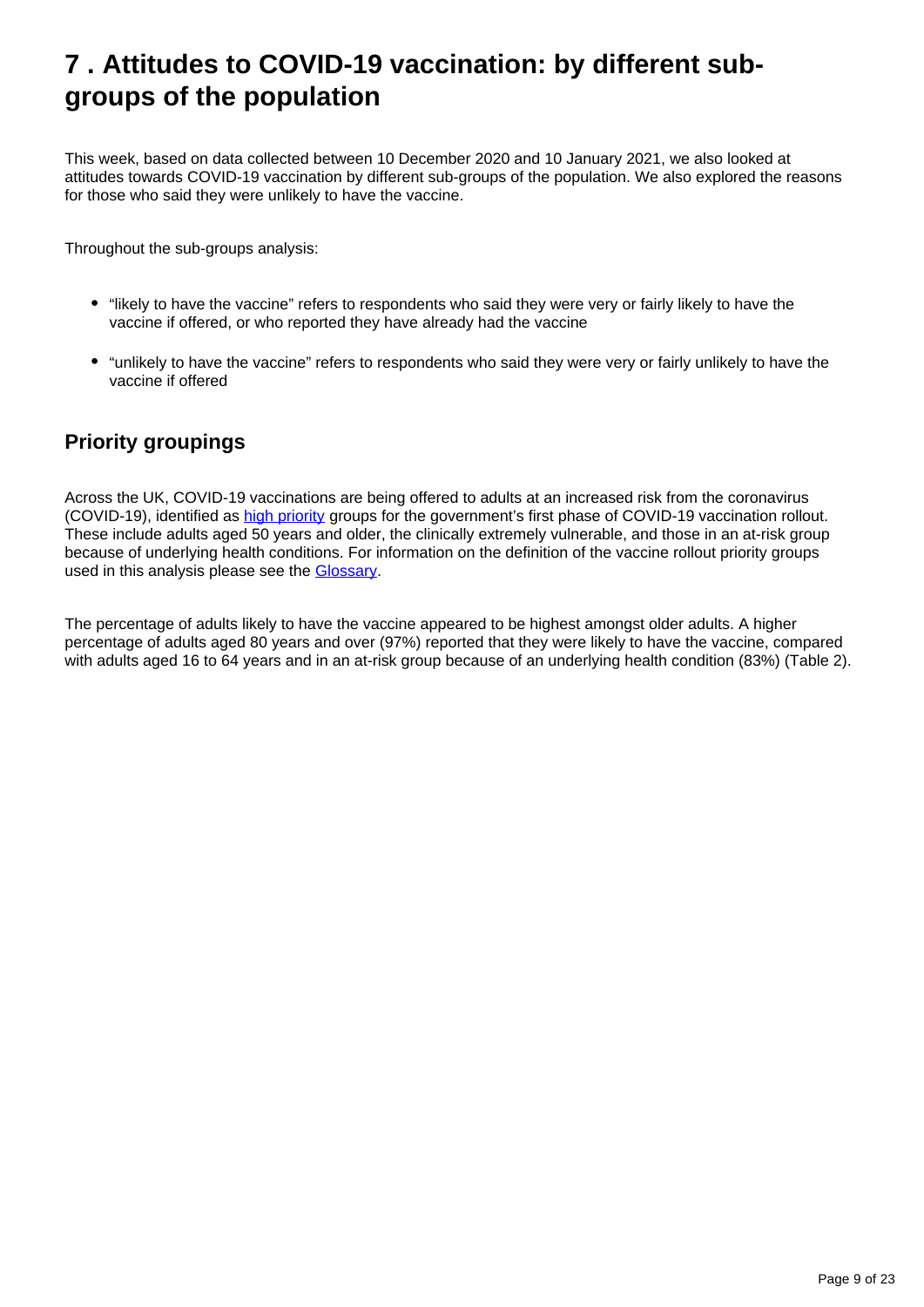## 7 . Attitudes to COVID-19 vaccination: by different sub-groups of the population

This week, based on data collected between 10 December 2020 and 10 January 2021, we also looked at attitudes towards COVID-19 vaccination by different sub-groups of the population. We also explored the reasons for those who said they were unlikely to have the vaccine.

Throughout the sub-groups analysis:

- “likely to have the vaccine” refers to respondents who said they were very or fairly likely to have the vaccine if offered, or who reported they have already had the vaccine
- “unlikely to have the vaccine” refers to respondents who said they were very or fairly unlikely to have the vaccine if offered

### Priority groupings

Across the UK, COVID-19 vaccinations are being offered to adults at an increased risk from the coronavirus (COVID-19), identified as high priority groups for the government’s first phase of COVID-19 vaccination rollout. These include adults aged 50 years and older, the clinically extremely vulnerable, and those in an at-risk group because of underlying health conditions. For information on the definition of the vaccine rollout priority groups used in this analysis please see the Glossary.

The percentage of adults likely to have the vaccine appeared to be highest amongst older adults. A higher percentage of adults aged 80 years and over (97%) reported that they were likely to have the vaccine, compared with adults aged 16 to 64 years and in an at-risk group because of an underlying health condition (83%) (Table 2).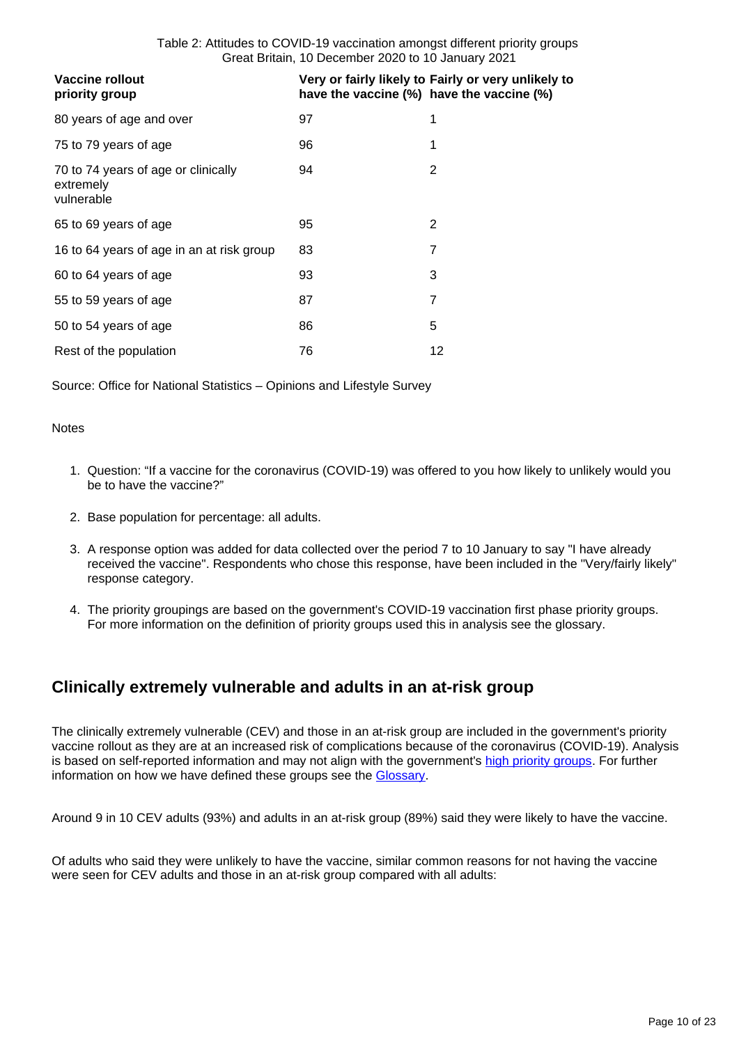Table 2: Attitudes to COVID-19 vaccination amongst different priority groups
Great Britain, 10 December 2020 to 10 January 2021

| Vaccine rollout priority group | Very or fairly likely to have the vaccine (%) | Fairly or very unlikely to have the vaccine (%) |
|---|---|---|
| 80 years of age and over | 97 | 1 |
| 75 to 79 years of age | 96 | 1 |
| 70 to 74 years of age or clinically extremely vulnerable | 94 | 2 |
| 65 to 69 years of age | 95 | 2 |
| 16 to 64 years of age in an at risk group | 83 | 7 |
| 60 to 64 years of age | 93 | 3 |
| 55 to 59 years of age | 87 | 7 |
| 50 to 54 years of age | 86 | 5 |
| Rest of the population | 76 | 12 |

Source: Office for National Statistics – Opinions and Lifestyle Survey

Notes

1. Question: "If a vaccine for the coronavirus (COVID-19) was offered to you how likely to unlikely would you be to have the vaccine?"
2. Base population for percentage: all adults.
3. A response option was added for data collected over the period 7 to 10 January to say "I have already received the vaccine". Respondents who chose this response, have been included in the "Very/fairly likely" response category.
4. The priority groupings are based on the government's COVID-19 vaccination first phase priority groups. For more information on the definition of priority groups used this in analysis see the glossary.

## Clinically extremely vulnerable and adults in an at-risk group

The clinically extremely vulnerable (CEV) and those in an at-risk group are included in the government's priority vaccine rollout as they are at an increased risk of complications because of the coronavirus (COVID-19). Analysis is based on self-reported information and may not align with the government's high priority groups. For further information on how we have defined these groups see the Glossary.

Around 9 in 10 CEV adults (93%) and adults in an at-risk group (89%) said they were likely to have the vaccine.

Of adults who said they were unlikely to have the vaccine, similar common reasons for not having the vaccine were seen for CEV adults and those in an at-risk group compared with all adults: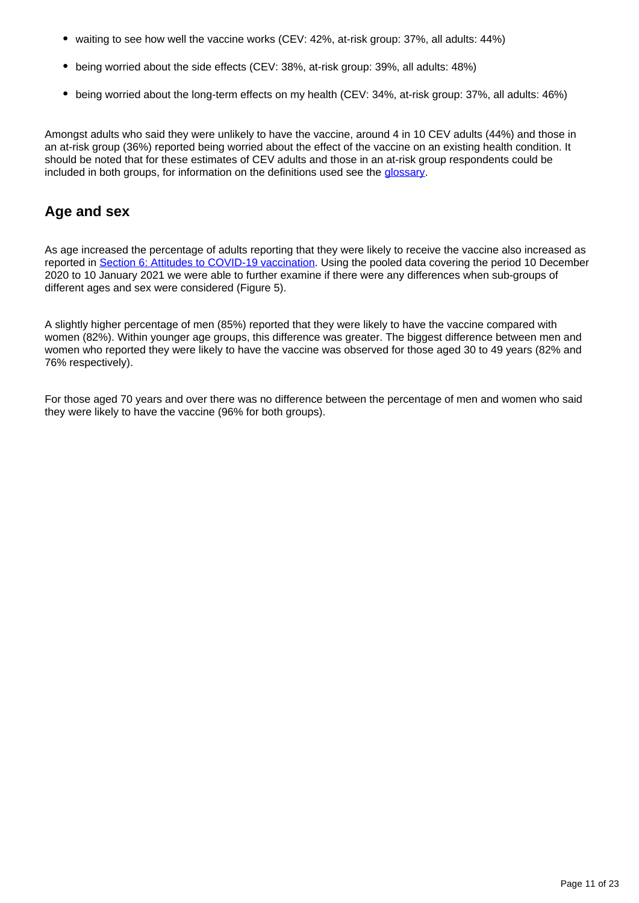- waiting to see how well the vaccine works (CEV: 42%, at-risk group: 37%, all adults: 44%)
- being worried about the side effects (CEV: 38%, at-risk group: 39%, all adults: 48%)
- being worried about the long-term effects on my health (CEV: 34%, at-risk group: 37%, all adults: 46%)

Amongst adults who said they were unlikely to have the vaccine, around 4 in 10 CEV adults (44%) and those in an at-risk group (36%) reported being worried about the effect of the vaccine on an existing health condition. It should be noted that for these estimates of CEV adults and those in an at-risk group respondents could be included in both groups, for information on the definitions used see the glossary.

## Age and sex

As age increased the percentage of adults reporting that they were likely to receive the vaccine also increased as reported in Section 6: Attitudes to COVID-19 vaccination. Using the pooled data covering the period 10 December 2020 to 10 January 2021 we were able to further examine if there were any differences when sub-groups of different ages and sex were considered (Figure 5).

A slightly higher percentage of men (85%) reported that they were likely to have the vaccine compared with women (82%). Within younger age groups, this difference was greater. The biggest difference between men and women who reported they were likely to have the vaccine was observed for those aged 30 to 49 years (82% and 76% respectively).

For those aged 70 years and over there was no difference between the percentage of men and women who said they were likely to have the vaccine (96% for both groups).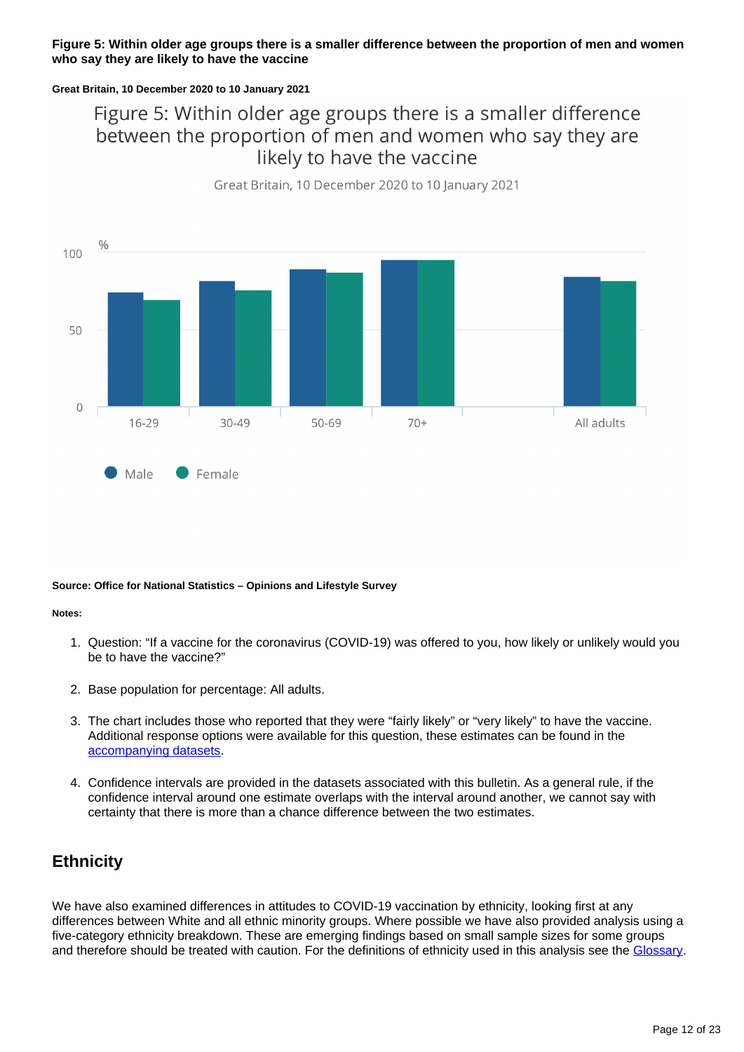**Figure 5: Within older age groups there is a smaller difference between the proportion of men and women who say they are likely to have the vaccine**

**Great Britain, 10 December 2020 to 10 January 2021**

**Source: Office for National Statistics – Opinions and Lifestyle Survey**

**Notes:**

1. Question: "If a vaccine for the coronavirus (COVID-19) was offered to you, how likely or unlikely would you be to have the vaccine?"

2. Base population for percentage: All adults.

3. The chart includes those who reported that they were "fairly likely" or "very likely" to have the vaccine. Additional response options were available for this question, these estimates can be found in the accompanying datasets.

4. Confidence intervals are provided in the datasets associated with this bulletin. As a general rule, if the confidence interval around one estimate overlaps with the interval around another, we cannot say with certainty that there is more than a chance difference between the two estimates.

## Ethnicity

We have also examined differences in attitudes to COVID-19 vaccination by ethnicity, looking first at any differences between White and all ethnic minority groups. Where possible we have also provided analysis using a five-category ethnicity breakdown. These are emerging findings based on small sample sizes for some groups and therefore should be treated with caution. For the definitions of ethnicity used in this analysis see the Glossary.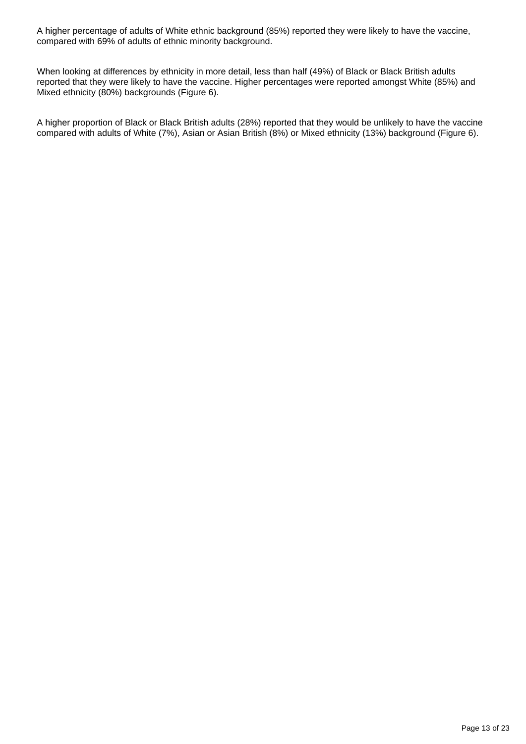A higher percentage of adults of White ethnic background (85%) reported they were likely to have the vaccine, compared with 69% of adults of ethnic minority background.

When looking at differences by ethnicity in more detail, less than half (49%) of Black or Black British adults reported that they were likely to have the vaccine. Higher percentages were reported amongst White (85%) and Mixed ethnicity (80%) backgrounds (Figure 6).

A higher proportion of Black or Black British adults (28%) reported that they would be unlikely to have the vaccine compared with adults of White (7%), Asian or Asian British (8%) or Mixed ethnicity (13%) background (Figure 6).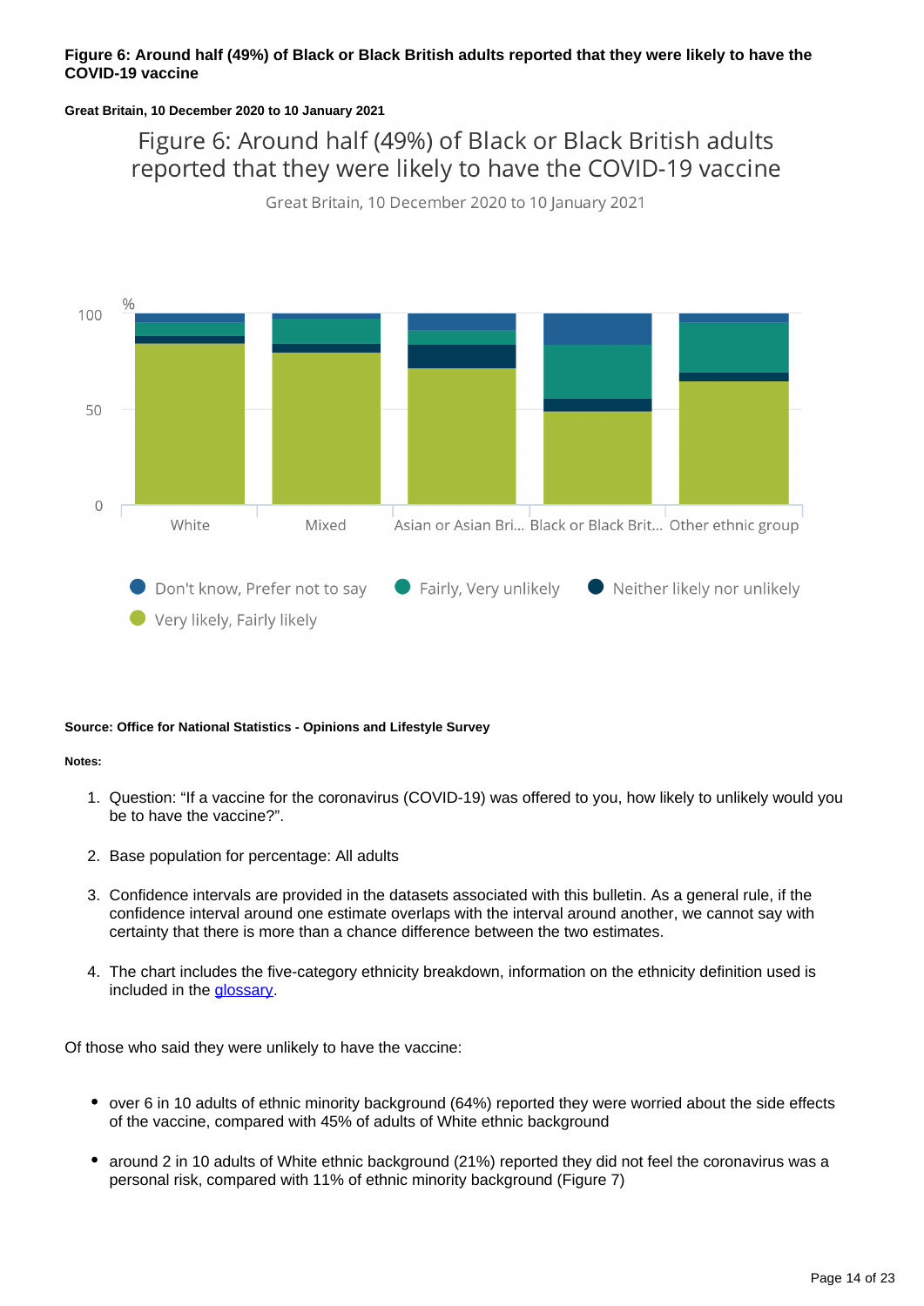**Figure 6: Around half (49%) of Black or Black British adults reported that they were likely to have the COVID-19 vaccine**

**Great Britain, 10 December 2020 to 10 January 2021**

**Source: Office for National Statistics - Opinions and Lifestyle Survey**

**Notes:**

1. Question: "If a vaccine for the coronavirus (COVID-19) was offered to you, how likely to unlikely would you be to have the vaccine?".
2. Base population for percentage: All adults
3. Confidence intervals are provided in the datasets associated with this bulletin. As a general rule, if the confidence interval around one estimate overlaps with the interval around another, we cannot say with certainty that there is more than a chance difference between the two estimates.
4. The chart includes the five-category ethnicity breakdown, information on the ethnicity definition used is included in the glossary.

Of those who said they were unlikely to have the vaccine:

- over 6 in 10 adults of ethnic minority background (64%) reported they were worried about the side effects of the vaccine, compared with 45% of adults of White ethnic background
- around 2 in 10 adults of White ethnic background (21%) reported they did not feel the coronavirus was a personal risk, compared with 11% of ethnic minority background (Figure 7)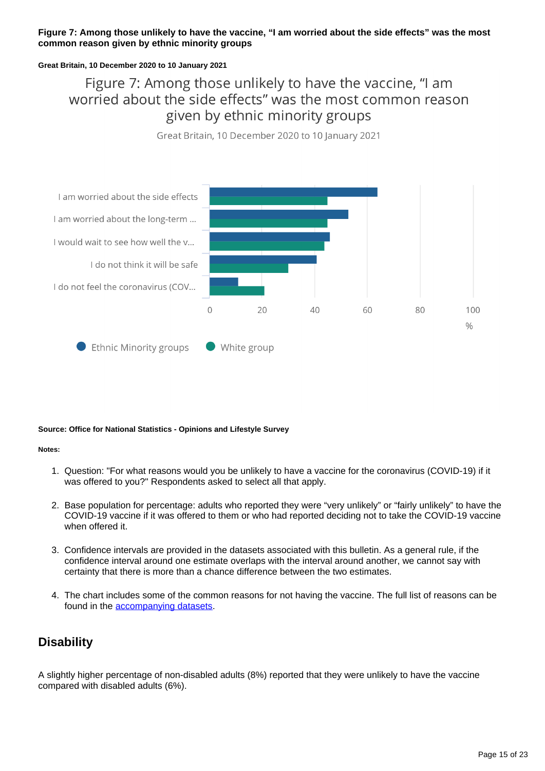**Figure 7: Among those unlikely to have the vaccine, "I am worried about the side effects" was the most common reason given by ethnic minority groups**

**Great Britain, 10 December 2020 to 10 January 2021**

Figure 7: Among those unlikely to have the vaccine, "I am worried about the side effects" was the most common reason given by ethnic minority groups

Great Britain, 10 December 2020 to 10 January 2021

| Reason | Ethnic Minority groups (%) | White group (%) |
|---|---|---|
| I am worried about the side effects | 64 | 45 |
| I am worried about the long-term ... | 53 | 45 |
| I would wait to see how well the v... | 46 | 44 |
| I do not think it will be safe | 41 | 30 |
| I do not feel the coronavirus (COV... | 11 | 21 |

**Source: Office for National Statistics - Opinions and Lifestyle Survey**

**Notes:**

1. Question: "For what reasons would you be unlikely to have a vaccine for the coronavirus (COVID-19) if it was offered to you?" Respondents asked to select all that apply.
2. Base population for percentage: adults who reported they were "very unlikely" or "fairly unlikely" to have the COVID-19 vaccine if it was offered to them or who had reported deciding not to take the COVID-19 vaccine when offered it.
3. Confidence intervals are provided in the datasets associated with this bulletin. As a general rule, if the confidence interval around one estimate overlaps with the interval around another, we cannot say with certainty that there is more than a chance difference between the two estimates.
4. The chart includes some of the common reasons for not having the vaccine. The full list of reasons can be found in the accompanying datasets.

## Disability

A slightly higher percentage of non-disabled adults (8%) reported that they were unlikely to have the vaccine compared with disabled adults (6%).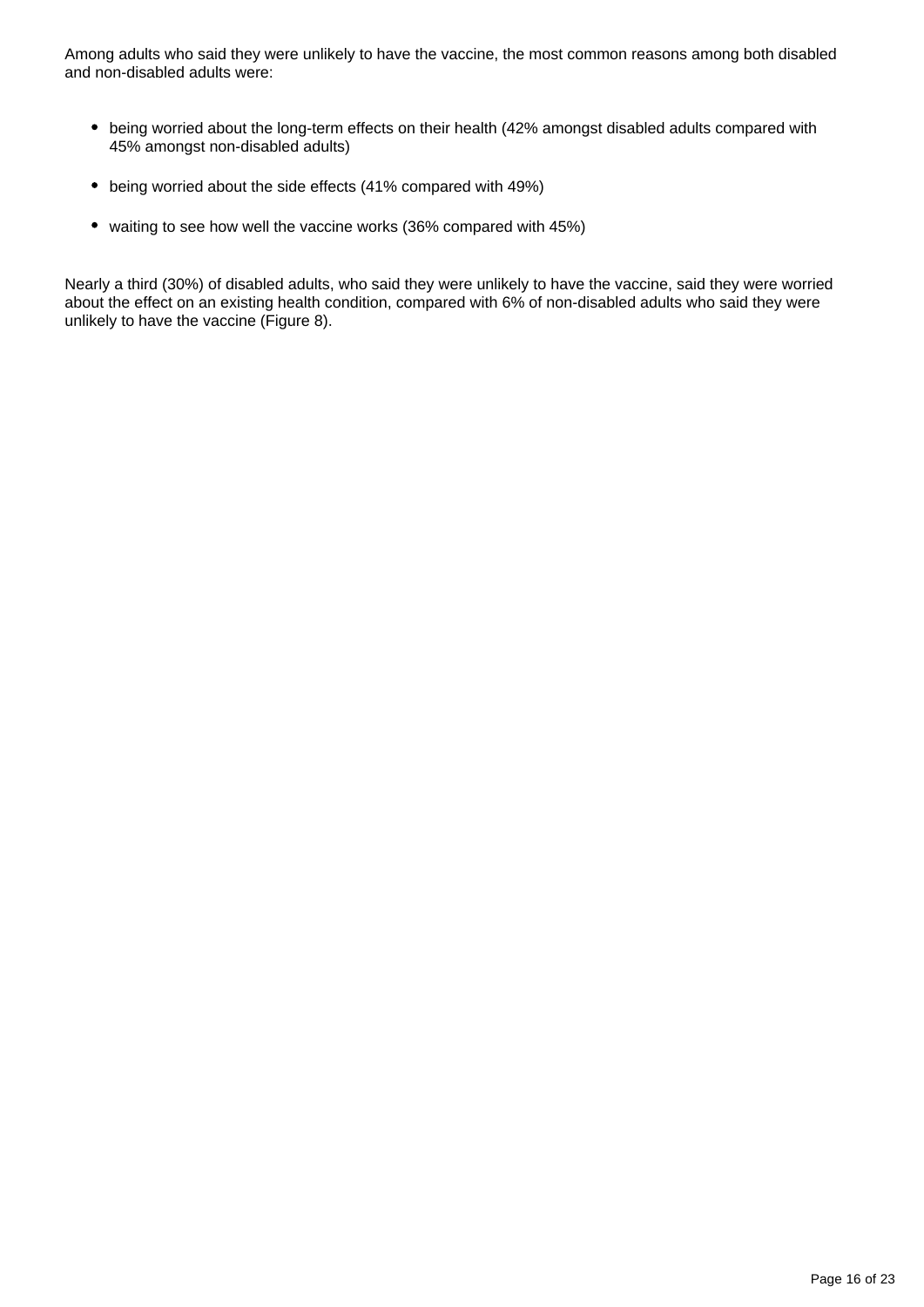Among adults who said they were unlikely to have the vaccine, the most common reasons among both disabled and non-disabled adults were:

- being worried about the long-term effects on their health (42% amongst disabled adults compared with 45% amongst non-disabled adults)
- being worried about the side effects (41% compared with 49%)
- waiting to see how well the vaccine works (36% compared with 45%)

Nearly a third (30%) of disabled adults, who said they were unlikely to have the vaccine, said they were worried about the effect on an existing health condition, compared with 6% of non-disabled adults who said they were unlikely to have the vaccine (Figure 8).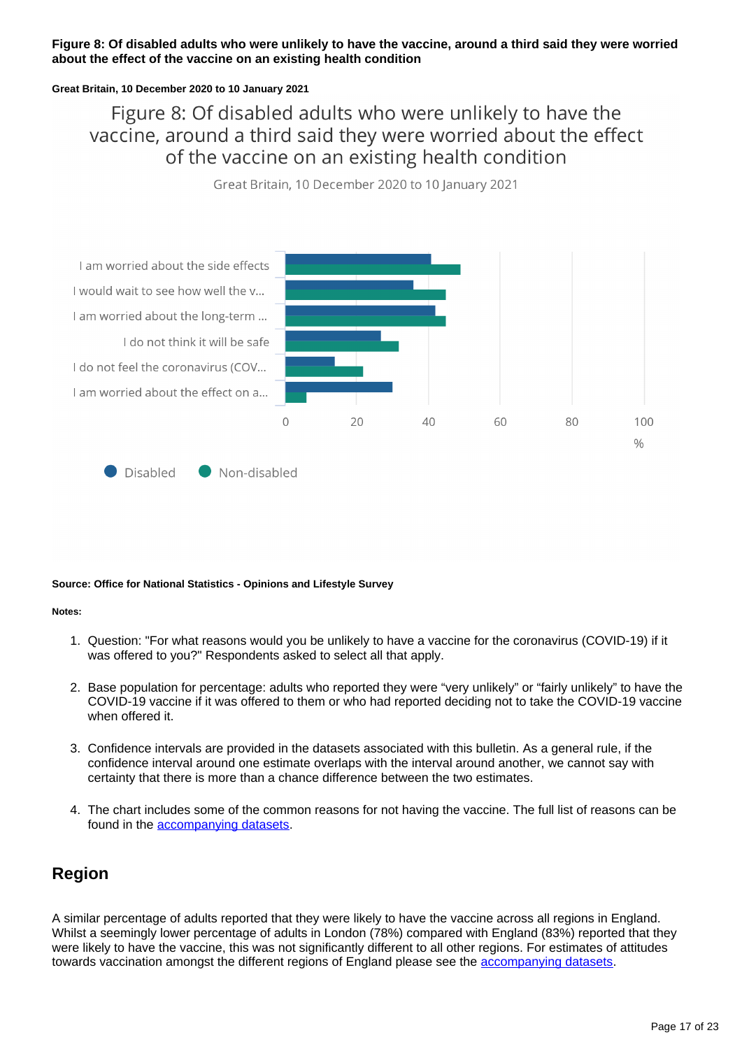**Figure 8: Of disabled adults who were unlikely to have the vaccine, around a third said they were worried about the effect of the vaccine on an existing health condition**

**Great Britain, 10 December 2020 to 10 January 2021**

Figure 8: Of disabled adults who were unlikely to have the vaccine, around a third said they were worried about the effect of the vaccine on an existing health condition

Great Britain, 10 December 2020 to 10 January 2021

I am worried about the side effects
I would wait to see how well the v...
I am worried about the long-term ...
I do not think it will be safe
I do not feel the coronavirus (COV...
I am worried about the effect on a...

0 20 40 60 80 100
%

Disabled Non-disabled

**Source: Office for National Statistics - Opinions and Lifestyle Survey**

**Notes:**

1. Question: "For what reasons would you be unlikely to have a vaccine for the coronavirus (COVID-19) if it was offered to you?" Respondents asked to select all that apply.
2. Base population for percentage: adults who reported they were "very unlikely" or "fairly unlikely" to have the COVID-19 vaccine if it was offered to them or who had reported deciding not to take the COVID-19 vaccine when offered it.
3. Confidence intervals are provided in the datasets associated with this bulletin. As a general rule, if the confidence interval around one estimate overlaps with the interval around another, we cannot say with certainty that there is more than a chance difference between the two estimates.
4. The chart includes some of the common reasons for not having the vaccine. The full list of reasons can be found in the accompanying datasets.

## Region

A similar percentage of adults reported that they were likely to have the vaccine across all regions in England. Whilst a seemingly lower percentage of adults in London (78%) compared with England (83%) reported that they were likely to have the vaccine, this was not significantly different to all other regions. For estimates of attitudes towards vaccination amongst the different regions of England please see the accompanying datasets.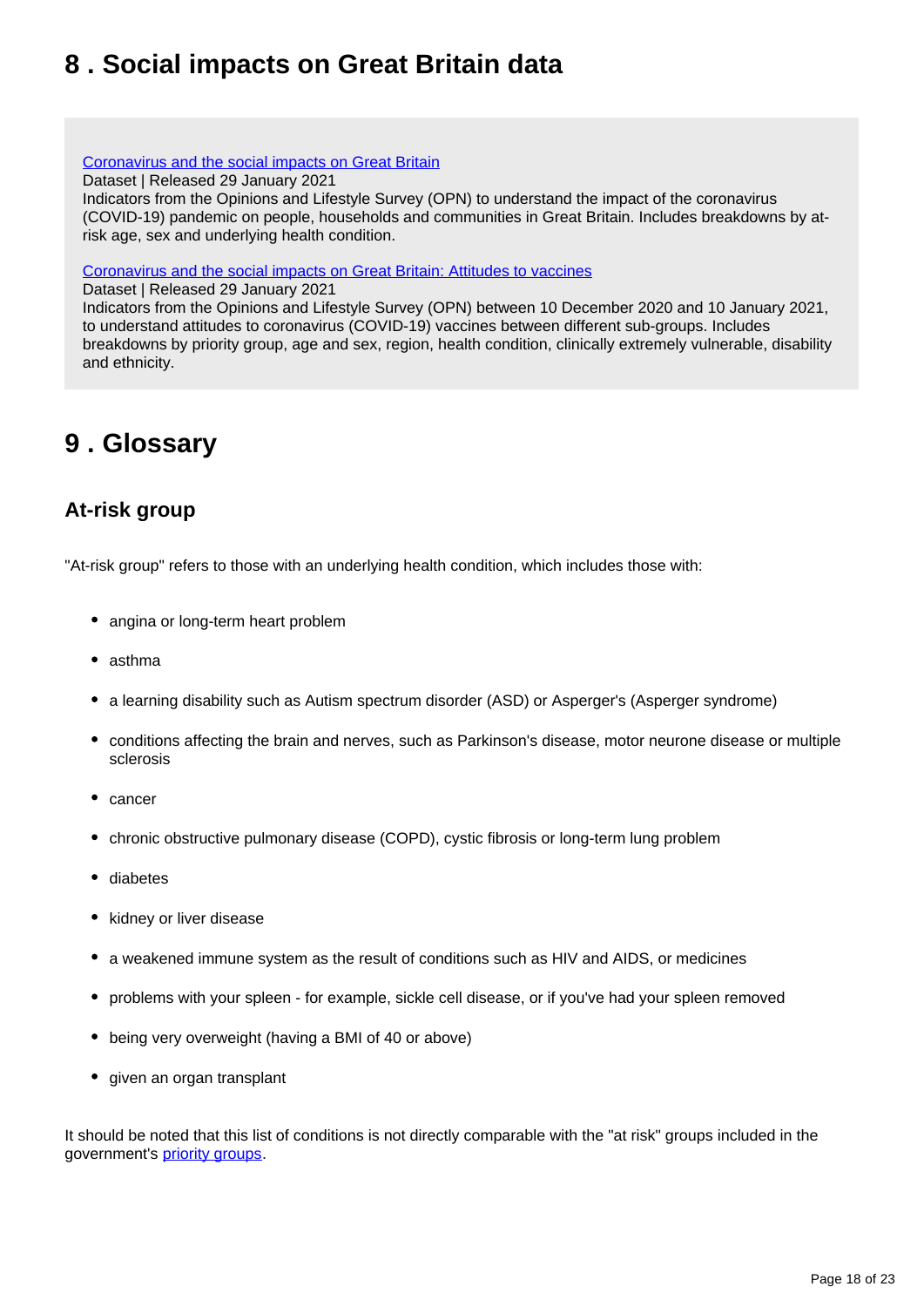## 8 . Social impacts on Great Britain data

[Coronavirus and the social impacts on Great Britain](#)
Dataset | Released 29 January 2021
Indicators from the Opinions and Lifestyle Survey (OPN) to understand the impact of the coronavirus (COVID-19) pandemic on people, households and communities in Great Britain. Includes breakdowns by at-risk age, sex and underlying health condition.

[Coronavirus and the social impacts on Great Britain: Attitudes to vaccines](#)
Dataset | Released 29 January 2021
Indicators from the Opinions and Lifestyle Survey (OPN) between 10 December 2020 and 10 January 2021, to understand attitudes to coronavirus (COVID-19) vaccines between different sub-groups. Includes breakdowns by priority group, age and sex, region, health condition, clinically extremely vulnerable, disability and ethnicity.

## 9 . Glossary

### At-risk group

"At-risk group" refers to those with an underlying health condition, which includes those with:

- angina or long-term heart problem
- asthma
- a learning disability such as Autism spectrum disorder (ASD) or Asperger's (Asperger syndrome)
- conditions affecting the brain and nerves, such as Parkinson's disease, motor neurone disease or multiple sclerosis
- cancer
- chronic obstructive pulmonary disease (COPD), cystic fibrosis or long-term lung problem
- diabetes
- kidney or liver disease
- a weakened immune system as the result of conditions such as HIV and AIDS, or medicines
- problems with your spleen - for example, sickle cell disease, or if you've had your spleen removed
- being very overweight (having a BMI of 40 or above)
- given an organ transplant

It should be noted that this list of conditions is not directly comparable with the "at risk" groups included in the government's [priority groups](#).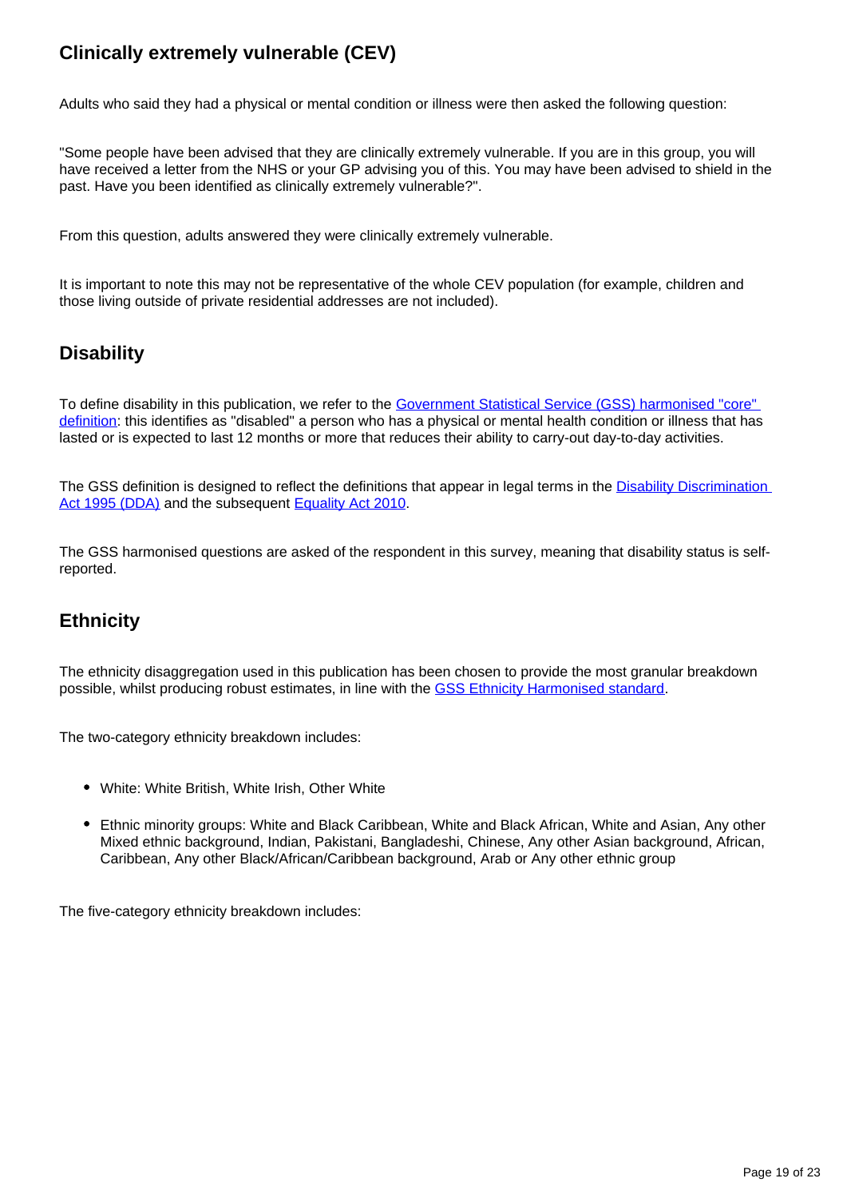## Clinically extremely vulnerable (CEV)

Adults who said they had a physical or mental condition or illness were then asked the following question:

"Some people have been advised that they are clinically extremely vulnerable. If you are in this group, you will have received a letter from the NHS or your GP advising you of this. You may have been advised to shield in the past. Have you been identified as clinically extremely vulnerable?".

From this question, adults answered they were clinically extremely vulnerable.

It is important to note this may not be representative of the whole CEV population (for example, children and those living outside of private residential addresses are not included).

## Disability

To define disability in this publication, we refer to the [Government Statistical Service (GSS) harmonised "core" definition](): this identifies as "disabled" a person who has a physical or mental health condition or illness that has lasted or is expected to last 12 months or more that reduces their ability to carry-out day-to-day activities.

The GSS definition is designed to reflect the definitions that appear in legal terms in the [Disability Discrimination Act 1995 (DDA)]() and the subsequent [Equality Act 2010]().

The GSS harmonised questions are asked of the respondent in this survey, meaning that disability status is self-reported.

## Ethnicity

The ethnicity disaggregation used in this publication has been chosen to provide the most granular breakdown possible, whilst producing robust estimates, in line with the [GSS Ethnicity Harmonised standard]().

The two-category ethnicity breakdown includes:

- White: White British, White Irish, Other White
- Ethnic minority groups: White and Black Caribbean, White and Black African, White and Asian, Any other Mixed ethnic background, Indian, Pakistani, Bangladeshi, Chinese, Any other Asian background, African, Caribbean, Any other Black/African/Caribbean background, Arab or Any other ethnic group

The five-category ethnicity breakdown includes: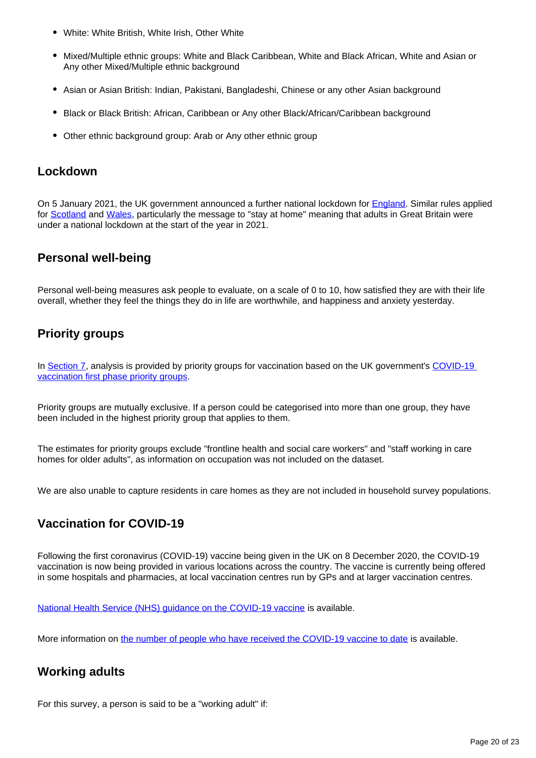- White: White British, White Irish, Other White
- Mixed/Multiple ethnic groups: White and Black Caribbean, White and Black African, White and Asian or Any other Mixed/Multiple ethnic background
- Asian or Asian British: Indian, Pakistani, Bangladeshi, Chinese or any other Asian background
- Black or Black British: African, Caribbean or Any other Black/African/Caribbean background
- Other ethnic background group: Arab or Any other ethnic group

## Lockdown

On 5 January 2021, the UK government announced a further national lockdown for England. Similar rules applied for Scotland and Wales, particularly the message to "stay at home" meaning that adults in Great Britain were under a national lockdown at the start of the year in 2021.

## Personal well-being

Personal well-being measures ask people to evaluate, on a scale of 0 to 10, how satisfied they are with their life overall, whether they feel the things they do in life are worthwhile, and happiness and anxiety yesterday.

## Priority groups

In Section 7, analysis is provided by priority groups for vaccination based on the UK government's COVID-19 vaccination first phase priority groups.

Priority groups are mutually exclusive. If a person could be categorised into more than one group, they have been included in the highest priority group that applies to them.

The estimates for priority groups exclude "frontline health and social care workers" and "staff working in care homes for older adults", as information on occupation was not included on the dataset.

We are also unable to capture residents in care homes as they are not included in household survey populations.

## Vaccination for COVID-19

Following the first coronavirus (COVID-19) vaccine being given in the UK on 8 December 2020, the COVID-19 vaccination is now being provided in various locations across the country. The vaccine is currently being offered in some hospitals and pharmacies, at local vaccination centres run by GPs and at larger vaccination centres.

National Health Service (NHS) guidance on the COVID-19 vaccine is available.

More information on the number of people who have received the COVID-19 vaccine to date is available.

## Working adults

For this survey, a person is said to be a "working adult" if: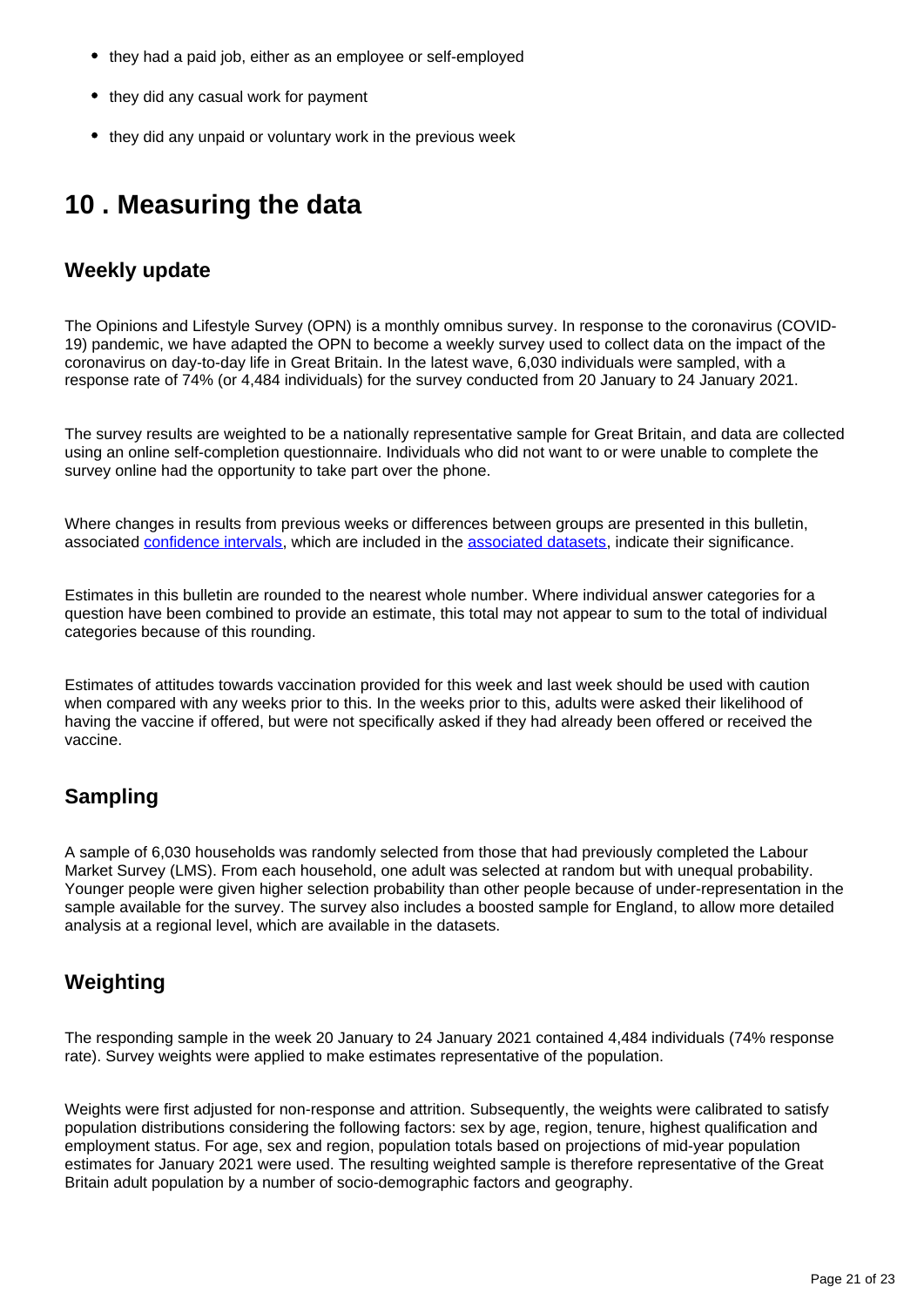- they had a paid job, either as an employee or self-employed
- they did any casual work for payment
- they did any unpaid or voluntary work in the previous week

## 10 . Measuring the data

### Weekly update

The Opinions and Lifestyle Survey (OPN) is a monthly omnibus survey. In response to the coronavirus (COVID-19) pandemic, we have adapted the OPN to become a weekly survey used to collect data on the impact of the coronavirus on day-to-day life in Great Britain. In the latest wave, 6,030 individuals were sampled, with a response rate of 74% (or 4,484 individuals) for the survey conducted from 20 January to 24 January 2021.

The survey results are weighted to be a nationally representative sample for Great Britain, and data are collected using an online self-completion questionnaire. Individuals who did not want to or were unable to complete the survey online had the opportunity to take part over the phone.

Where changes in results from previous weeks or differences between groups are presented in this bulletin, associated confidence intervals, which are included in the associated datasets, indicate their significance.

Estimates in this bulletin are rounded to the nearest whole number. Where individual answer categories for a question have been combined to provide an estimate, this total may not appear to sum to the total of individual categories because of this rounding.

Estimates of attitudes towards vaccination provided for this week and last week should be used with caution when compared with any weeks prior to this. In the weeks prior to this, adults were asked their likelihood of having the vaccine if offered, but were not specifically asked if they had already been offered or received the vaccine.

### Sampling

A sample of 6,030 households was randomly selected from those that had previously completed the Labour Market Survey (LMS). From each household, one adult was selected at random but with unequal probability. Younger people were given higher selection probability than other people because of under-representation in the sample available for the survey. The survey also includes a boosted sample for England, to allow more detailed analysis at a regional level, which are available in the datasets.

### Weighting

The responding sample in the week 20 January to 24 January 2021 contained 4,484 individuals (74% response rate). Survey weights were applied to make estimates representative of the population.

Weights were first adjusted for non-response and attrition. Subsequently, the weights were calibrated to satisfy population distributions considering the following factors: sex by age, region, tenure, highest qualification and employment status. For age, sex and region, population totals based on projections of mid-year population estimates for January 2021 were used. The resulting weighted sample is therefore representative of the Great Britain adult population by a number of socio-demographic factors and geography.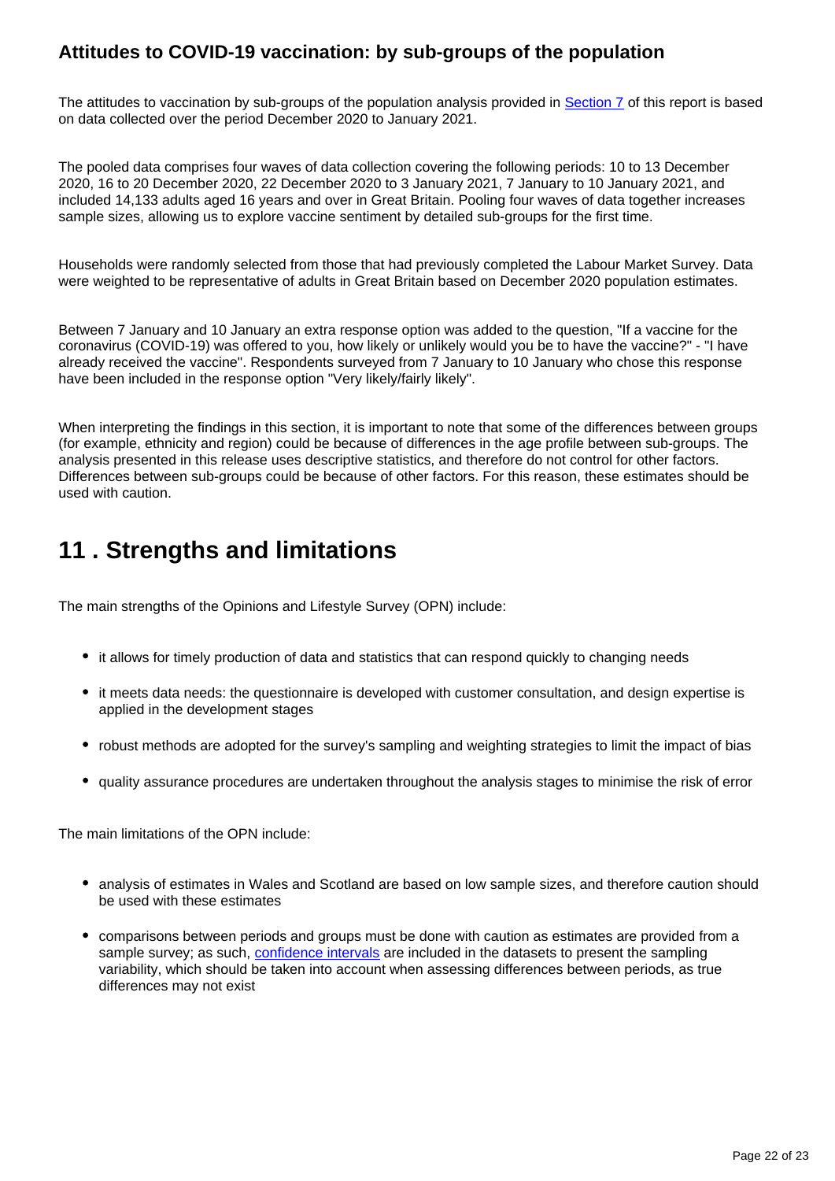### Attitudes to COVID-19 vaccination: by sub-groups of the population

The attitudes to vaccination by sub-groups of the population analysis provided in Section 7 of this report is based on data collected over the period December 2020 to January 2021.

The pooled data comprises four waves of data collection covering the following periods: 10 to 13 December 2020, 16 to 20 December 2020, 22 December 2020 to 3 January 2021, 7 January to 10 January 2021, and included 14,133 adults aged 16 years and over in Great Britain. Pooling four waves of data together increases sample sizes, allowing us to explore vaccine sentiment by detailed sub-groups for the first time.

Households were randomly selected from those that had previously completed the Labour Market Survey. Data were weighted to be representative of adults in Great Britain based on December 2020 population estimates.

Between 7 January and 10 January an extra response option was added to the question, "If a vaccine for the coronavirus (COVID-19) was offered to you, how likely or unlikely would you be to have the vaccine?" - "I have already received the vaccine". Respondents surveyed from 7 January to 10 January who chose this response have been included in the response option "Very likely/fairly likely".

When interpreting the findings in this section, it is important to note that some of the differences between groups (for example, ethnicity and region) could be because of differences in the age profile between sub-groups. The analysis presented in this release uses descriptive statistics, and therefore do not control for other factors. Differences between sub-groups could be because of other factors. For this reason, these estimates should be used with caution.

## 11 . Strengths and limitations

The main strengths of the Opinions and Lifestyle Survey (OPN) include:

- it allows for timely production of data and statistics that can respond quickly to changing needs
- it meets data needs: the questionnaire is developed with customer consultation, and design expertise is applied in the development stages
- robust methods are adopted for the survey's sampling and weighting strategies to limit the impact of bias
- quality assurance procedures are undertaken throughout the analysis stages to minimise the risk of error

The main limitations of the OPN include:

- analysis of estimates in Wales and Scotland are based on low sample sizes, and therefore caution should be used with these estimates
- comparisons between periods and groups must be done with caution as estimates are provided from a sample survey; as such, confidence intervals are included in the datasets to present the sampling variability, which should be taken into account when assessing differences between periods, as true differences may not exist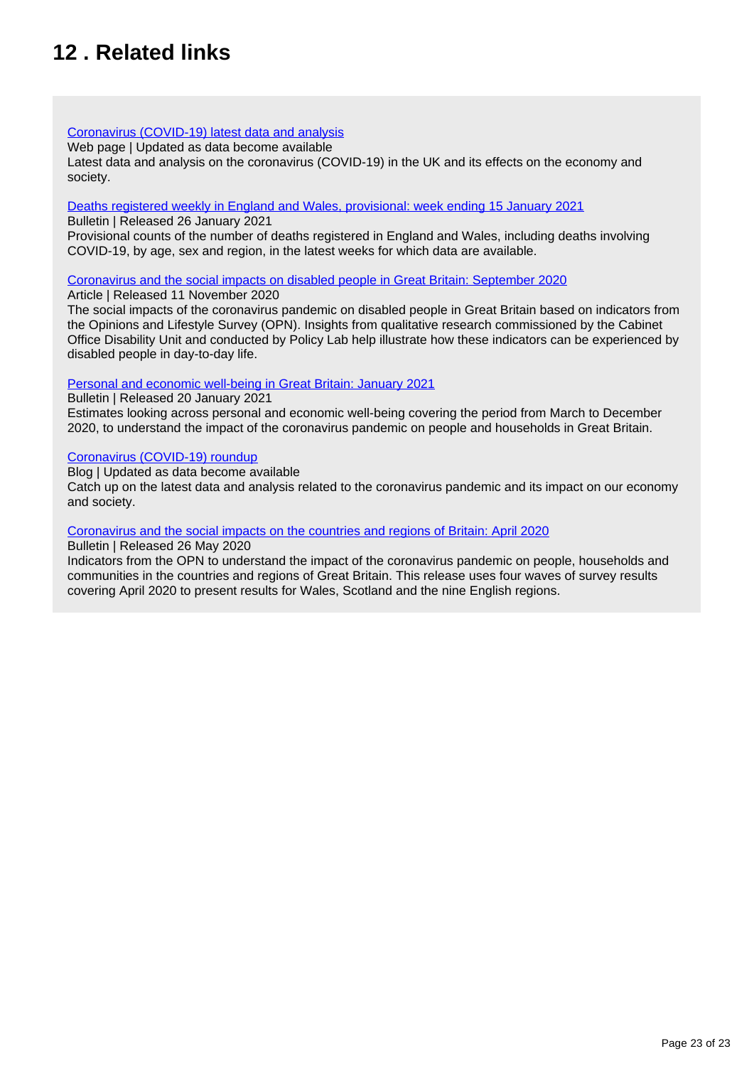## 12 . Related links

[Coronavirus (COVID-19) latest data and analysis]
Web page | Updated as data become available
Latest data and analysis on the coronavirus (COVID-19) in the UK and its effects on the economy and society.

[Deaths registered weekly in England and Wales, provisional: week ending 15 January 2021]
Bulletin | Released 26 January 2021
Provisional counts of the number of deaths registered in England and Wales, including deaths involving COVID-19, by age, sex and region, in the latest weeks for which data are available.

[Coronavirus and the social impacts on disabled people in Great Britain: September 2020]
Article | Released 11 November 2020
The social impacts of the coronavirus pandemic on disabled people in Great Britain based on indicators from the Opinions and Lifestyle Survey (OPN). Insights from qualitative research commissioned by the Cabinet Office Disability Unit and conducted by Policy Lab help illustrate how these indicators can be experienced by disabled people in day-to-day life.

[Personal and economic well-being in Great Britain: January 2021]
Bulletin | Released 20 January 2021
Estimates looking across personal and economic well-being covering the period from March to December 2020, to understand the impact of the coronavirus pandemic on people and households in Great Britain.

[Coronavirus (COVID-19) roundup]
Blog | Updated as data become available
Catch up on the latest data and analysis related to the coronavirus pandemic and its impact on our economy and society.

[Coronavirus and the social impacts on the countries and regions of Britain: April 2020]
Bulletin | Released 26 May 2020
Indicators from the OPN to understand the impact of the coronavirus pandemic on people, households and communities in the countries and regions of Great Britain. This release uses four waves of survey results covering April 2020 to present results for Wales, Scotland and the nine English regions.